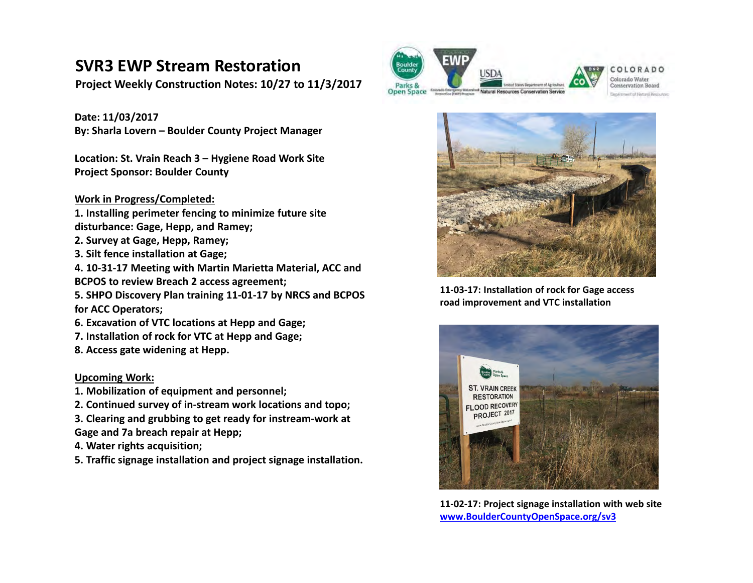# SVR3 EWP Stream Restoration

**Project Weekly Construction Notes: 10/27 to 11/3/2017**

**Date: 11/03/2017**
**By: Sharla Lovern – Boulder County Project Manager**

**Location: St. Vrain Reach 3 – Hygiene Road Work Site**
**Project Sponsor: Boulder County**

**Work in Progress/Completed:**

1. **Installing perimeter fencing to minimize future site disturbance: Gage, Hepp, and Ramey;**
2. **Survey at Gage, Hepp, Ramey;**
3. **Silt fence installation at Gage;**
4. **10-31-17 Meeting with Martin Marietta Material, ACC and BCPOS to review Breach 2 access agreement;**
5. **SHPO Discovery Plan training 11-01-17 by NRCS and BCPOS for ACC Operators;**
6. **Excavation of VTC locations at Hepp and Gage;**
7. **Installation of rock for VTC at Hepp and Gage;**
8. **Access gate widening at Hepp.**

**Upcoming Work:**

1. **Mobilization of equipment and personnel;**
2. **Continued survey of in-stream work locations and topo;**
3. **Clearing and grubbing to get ready for instream-work at Gage and 7a breach repair at Hepp;**
4. **Water rights acquisition;**
5. **Traffic signage installation and project signage installation.**

**11-03-17: Installation of rock for Gage access road improvement and VTC installation**

**11-02-17: Project signage installation with web site [www.BoulderCountyOpenSpace.org/sv3](www.BoulderCountyOpenSpace.org/sv3)**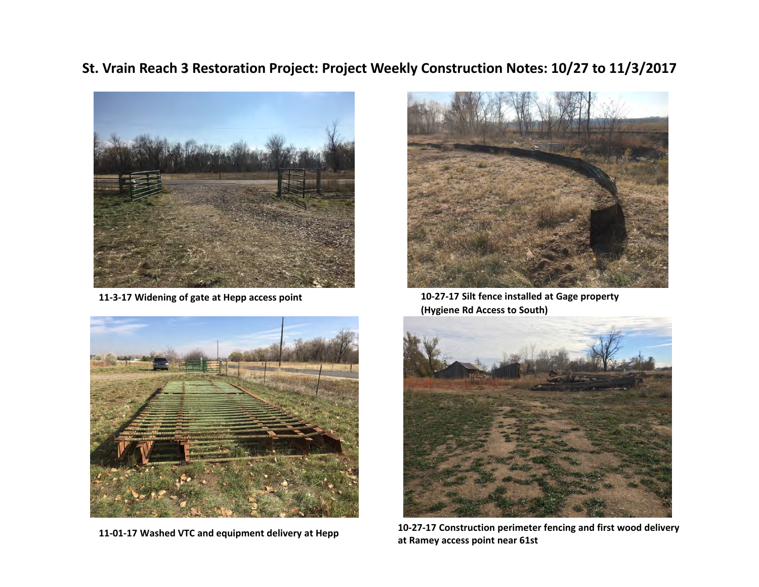# St. Vrain Reach 3 Restoration Project: Project Weekly Construction Notes: 10/27 to 11/3/2017

**11-3-17 Widening of gate at Hepp access point**

**10-27-17 Silt fence installed at Gage property (Hygiene Rd Access to South)**

**11-01-17 Washed VTC and equipment delivery at Hepp**

**10-27-17 Construction perimeter fencing and first wood delivery at Ramey access point near 61st**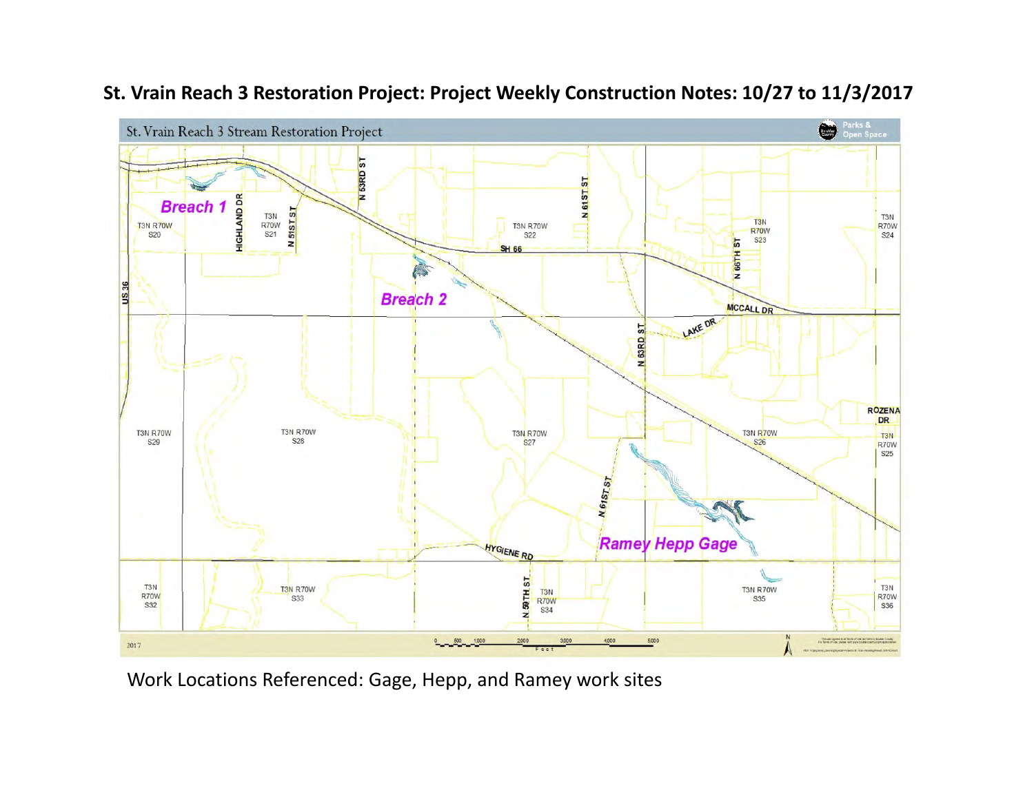# St. Vrain Reach 3 Restoration Project: Project Weekly Construction Notes: 10/27 to 11/3/2017

St. Vrain Reach 3 Stream Restoration Project

Parks & Open Space

Breach 1

Breach 2

Ramey Hepp Gage

US 36

HIGHLAND DR

N 51ST ST

N 53RD ST

N 61ST ST

SH 66

N 66TH ST

MCCALL DR

LAKE DR

N 63RD ST

ROZENA DR

N 61ST ST

HYGIENE RD

N 59TH ST

T3N R70W S20

T3N R70W S21

T3N R70W S22

T3N R70W S23

T3N R70W S24

T3N R70W S29

T3N R70W S28

T3N R70W S27

T3N R70W S26

T3N R70W S25

T3N R70W S32

T3N R70W S33

T3N R70W S34

T3N R70W S35

T3N R70W S36

2017

0 500 1,000 2000 3000 4000 5000

Feet

N

Work Locations Referenced: Gage, Hepp, and Ramey work sites